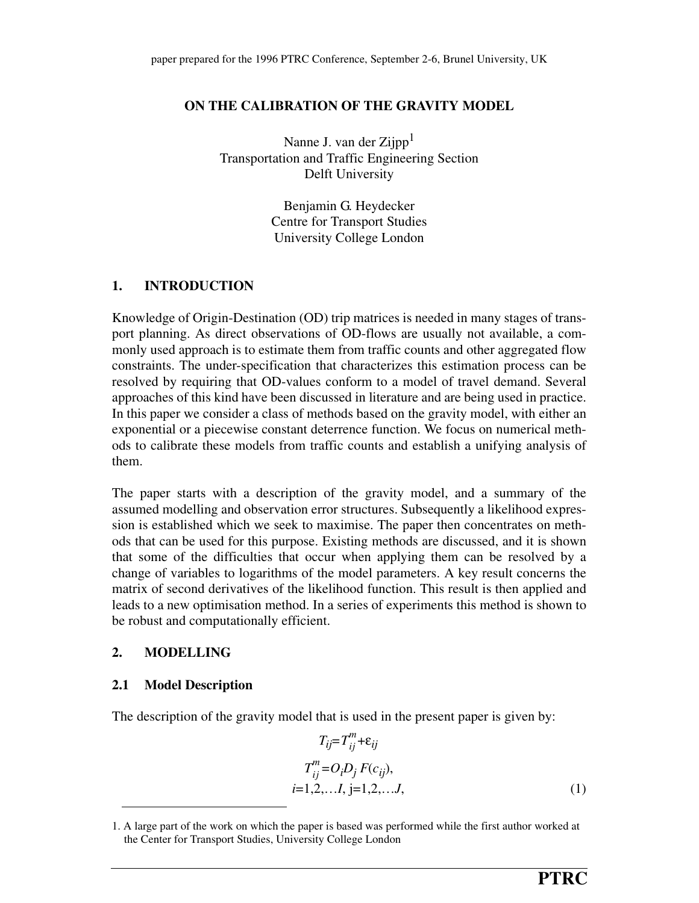paper prepared for the 1996 PTRC Conference, September 2-6, Brunel University, UK

# ON THE CALIBRATION OF THE GRAVITY MODEL

Nanne J. van der Zijpp[1]
Transportation and Traffic Engineering Section
Delft University

Benjamin G. Heydecker
Centre for Transport Studies
University College London

## 1. INTRODUCTION

Knowledge of Origin-Destination (OD) trip matrices is needed in many stages of transport planning. As direct observations of OD-flows are usually not available, a commonly used approach is to estimate them from traffic counts and other aggregated flow constraints. The under-specification that characterizes this estimation process can be resolved by requiring that OD-values conform to a model of travel demand. Several approaches of this kind have been discussed in literature and are being used in practice. In this paper we consider a class of methods based on the gravity model, with either an exponential or a piecewise constant deterrence function. We focus on numerical methods to calibrate these models from traffic counts and establish a unifying analysis of them.

The paper starts with a description of the gravity model, and a summary of the assumed modelling and observation error structures. Subsequently a likelihood expression is established which we seek to maximise. The paper then concentrates on methods that can be used for this purpose. Existing methods are discussed, and it is shown that some of the difficulties that occur when applying them can be resolved by a change of variables to logarithms of the model parameters. A key result concerns the matrix of second derivatives of the likelihood function. This result is then applied and leads to a new optimisation method. In a series of experiments this method is shown to be robust and computationally efficient.

## 2. MODELLING

### 2.1 Model Description

The description of the gravity model that is used in the present paper is given by:

$$T_{ij}=T^m_{ij}+\varepsilon_{ij}$$

$$T^m_{ij}=O_i D_j\, F(c_{ij}),$$

$$i=1,2,\ldots I,\ j=1,2,\ldots J, \tag{1}$$

1. A large part of the work on which the paper is based was performed while the first author worked at the Center for Transport Studies, University College London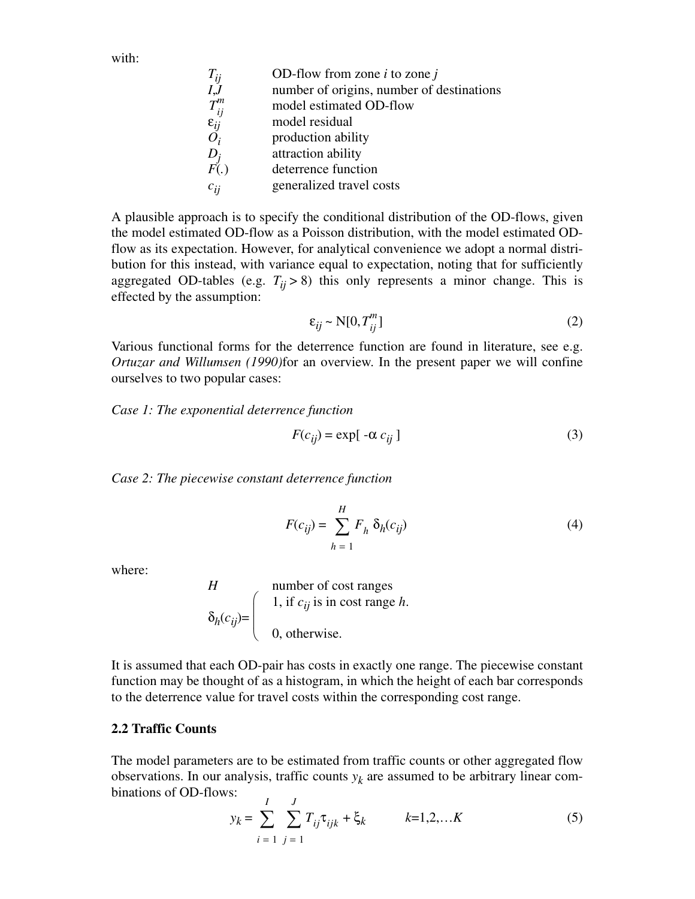with:

| | |
|---|---|
| $T_{ij}$ | OD-flow from zone $i$ to zone $j$ |
| $I$,$J$ | number of origins, number of destinations |
| $T^m_{ij}$ | model estimated OD-flow |
| $\varepsilon_{ij}$ | model residual |
| $O_i$ | production ability |
| $D_j$ | attraction ability |
| $F(.)$ | deterrence function |
| $c_{ij}$ | generalized travel costs |

A plausible approach is to specify the conditional distribution of the OD-flows, given the model estimated OD-flow as a Poisson distribution, with the model estimated OD-flow as its expectation. However, for analytical convenience we adopt a normal distribution for this instead, with variance equal to expectation, noting that for sufficiently aggregated OD-tables (e.g. $T_{ij} > 8$) this only represents a minor change. This is effected by the assumption:

$$\varepsilon_{ij} \sim \mathrm{N}[0, T^m_{ij}] \tag{2}$$

Various functional forms for the deterrence function are found in literature, see e.g. *Ortuzar and Willumsen (1990)*for an overview. In the present paper we will confine ourselves to two popular cases:

*Case 1: The exponential deterrence function*

$$F(c_{ij}) = \exp[\,-\alpha\, c_{ij}\,] \tag{3}$$

*Case 2: The piecewise constant deterrence function*

$$F(c_{ij}) = \sum_{h=1}^{H} F_h\, \delta_h(c_{ij}) \tag{4}$$

where:

$H$ number of cost ranges

$$\delta_h(c_{ij}) = \begin{cases} 1, \text{ if } c_{ij} \text{ is in cost range } h. \\ 0, \text{ otherwise.} \end{cases}$$

It is assumed that each OD-pair has costs in exactly one range. The piecewise constant function may be thought of as a histogram, in which the height of each bar corresponds to the deterrence value for travel costs within the corresponding cost range.

## 2.2 Traffic Counts

The model parameters are to be estimated from traffic counts or other aggregated flow observations. In our analysis, traffic counts $y_k$ are assumed to be arbitrary linear combinations of OD-flows:

$$y_k = \sum_{i=1}^{I} \sum_{j=1}^{J} T_{ij} \tau_{ijk} + \xi_k \qquad k=1,2,\ldots K \tag{5}$$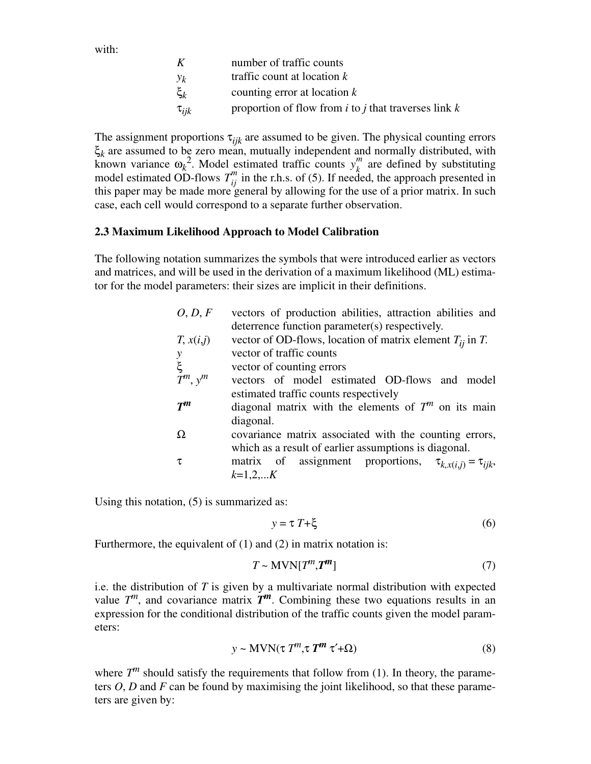with:

| | |
|---|---|
| $K$ | number of traffic counts |
| $y_k$ | traffic count at location $k$ |
| $\xi_k$ | counting error at location $k$ |
| $\tau_{ijk}$ | proportion of flow from $i$ to $j$ that traverses link $k$ |

The assignment proportions $\tau_{ijk}$ are assumed to be given. The physical counting errors $\xi_k$ are assumed to be zero mean, mutually independent and normally distributed, with known variance $\omega_k^2$. Model estimated traffic counts $y_k^m$ are defined by substituting model estimated OD-flows $T_{ij}^m$ in the r.h.s. of (5). If needed, the approach presented in this paper may be made more general by allowing for the use of a prior matrix. In such case, each cell would correspond to a separate further observation.

### 2.3 Maximum Likelihood Approach to Model Calibration

The following notation summarizes the symbols that were introduced earlier as vectors and matrices, and will be used in the derivation of a maximum likelihood (ML) estimator for the model parameters: their sizes are implicit in their definitions.

| | |
|---|---|
| $O$, $D$, $F$ | vectors of production abilities, attraction abilities and deterrence function parameter(s) respectively. |
| $T$, $x(i,j)$ | vector of OD-flows, location of matrix element $T_{ij}$ in $T$. |
| $y$ | vector of traffic counts |
| $\xi$ | vector of counting errors |
| $T^m$, $y^m$ | vectors of model estimated OD-flows and model estimated traffic counts respectively |
| $\boldsymbol{T^m}$ | diagonal matrix with the elements of $T^m$ on its main diagonal. |
| $\Omega$ | covariance matrix associated with the counting errors, which as a result of earlier assumptions is diagonal. |
| $\tau$ | matrix of assignment proportions, $\tau_{k,x(i,j)} = \tau_{ijk}$, $k$=1,2,...$K$ |

Using this notation, (5) is summarized as:

$$y = \tau\, T + \xi \tag{6}$$

Furthermore, the equivalent of (1) and (2) in matrix notation is:

$$T \sim \text{MVN}[T^m, \boldsymbol{T^m}] \tag{7}$$

i.e. the distribution of $T$ is given by a multivariate normal distribution with expected value $T^m$, and covariance matrix $\boldsymbol{T^m}$. Combining these two equations results in an expression for the conditional distribution of the traffic counts given the model parameters:

$$y \sim \text{MVN}(\tau\, T^m, \tau\, \boldsymbol{T^m}\, \tau' + \Omega) \tag{8}$$

where $T^m$ should satisfy the requirements that follow from (1). In theory, the parameters $O$, $D$ and $F$ can be found by maximising the joint likelihood, so that these parameters are given by: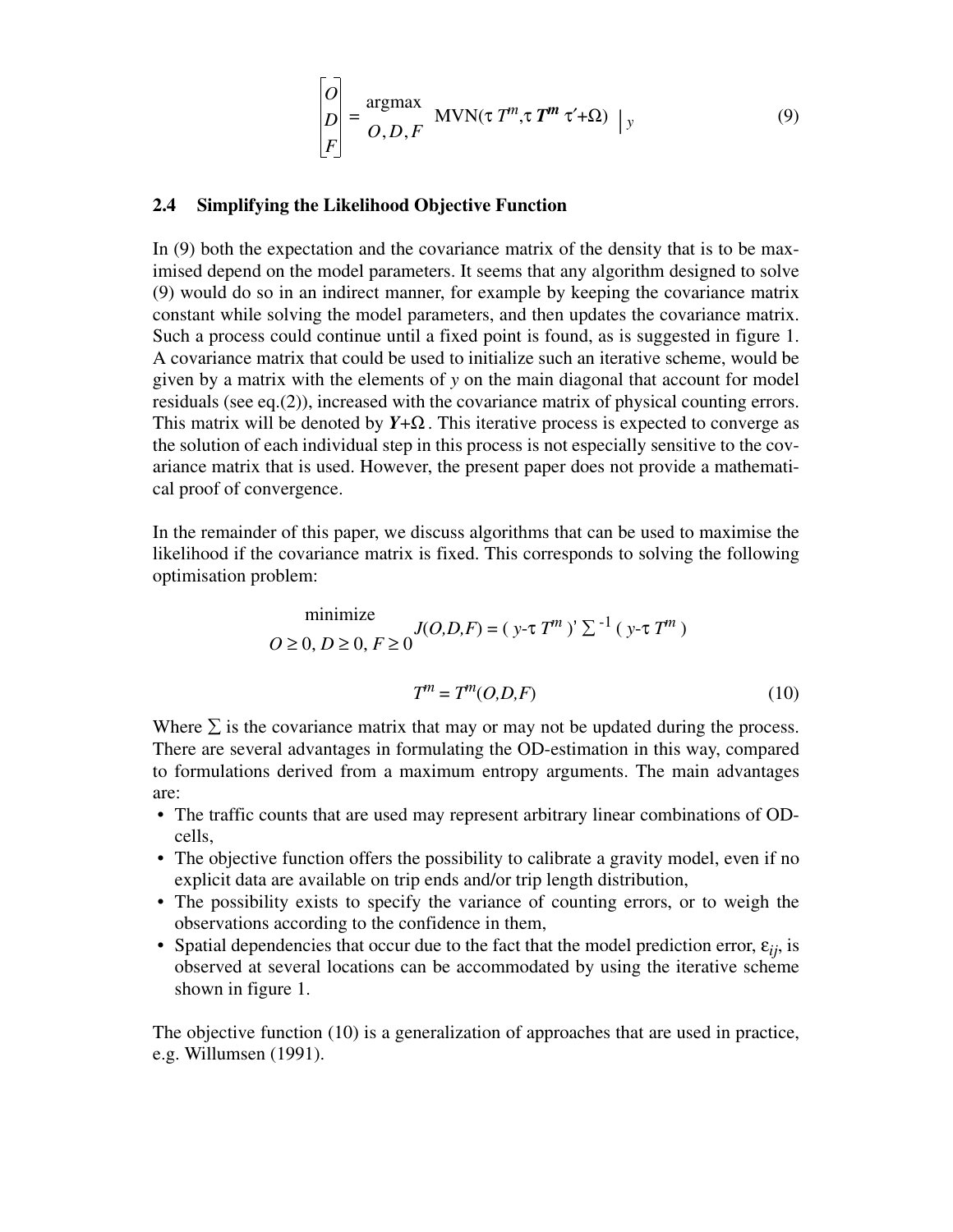$$\begin{bmatrix} O \\ D \\ F \end{bmatrix} = \underset{O, D, F}{\text{argmax}} \ \text{MVN}(\tau\, T^m, \tau\, \boldsymbol{T^m}\, \tau' + \Omega) \ \Big|_{y} \tag{9}$$

## 2.4 Simplifying the Likelihood Objective Function

In (9) both the expectation and the covariance matrix of the density that is to be maximised depend on the model parameters. It seems that any algorithm designed to solve (9) would do so in an indirect manner, for example by keeping the covariance matrix constant while solving the model parameters, and then updates the covariance matrix. Such a process could continue until a fixed point is found, as is suggested in figure 1. A covariance matrix that could be used to initialize such an iterative scheme, would be given by a matrix with the elements of $y$ on the main diagonal that account for model residuals (see eq.(2)), increased with the covariance matrix of physical counting errors. This matrix will be denoted by $\boldsymbol{Y}+\Omega$. This iterative process is expected to converge as the solution of each individual step in this process is not especially sensitive to the covariance matrix that is used. However, the present paper does not provide a mathematical proof of convergence.

In the remainder of this paper, we discuss algorithms that can be used to maximise the likelihood if the covariance matrix is fixed. This corresponds to solving the following optimisation problem:

$$\underset{O \geq 0,\, D \geq 0,\, F \geq 0}{\text{minimize}} \ J(O,D,F) = (\, y - \tau\, T^m\,)'\, \Sigma^{-1}\, (\, y - \tau\, T^m\,)$$

$$T^m = T^m(O,D,F) \tag{10}$$

Where $\Sigma$ is the covariance matrix that may or may not be updated during the process. There are several advantages in formulating the OD-estimation in this way, compared to formulations derived from a maximum entropy arguments. The main advantages are:

- The traffic counts that are used may represent arbitrary linear combinations of OD-cells,
- The objective function offers the possibility to calibrate a gravity model, even if no explicit data are available on trip ends and/or trip length distribution,
- The possibility exists to specify the variance of counting errors, or to weigh the observations according to the confidence in them,
- Spatial dependencies that occur due to the fact that the model prediction error, $\varepsilon_{ij}$, is observed at several locations can be accommodated by using the iterative scheme shown in figure 1.

The objective function (10) is a generalization of approaches that are used in practice, e.g. Willumsen (1991).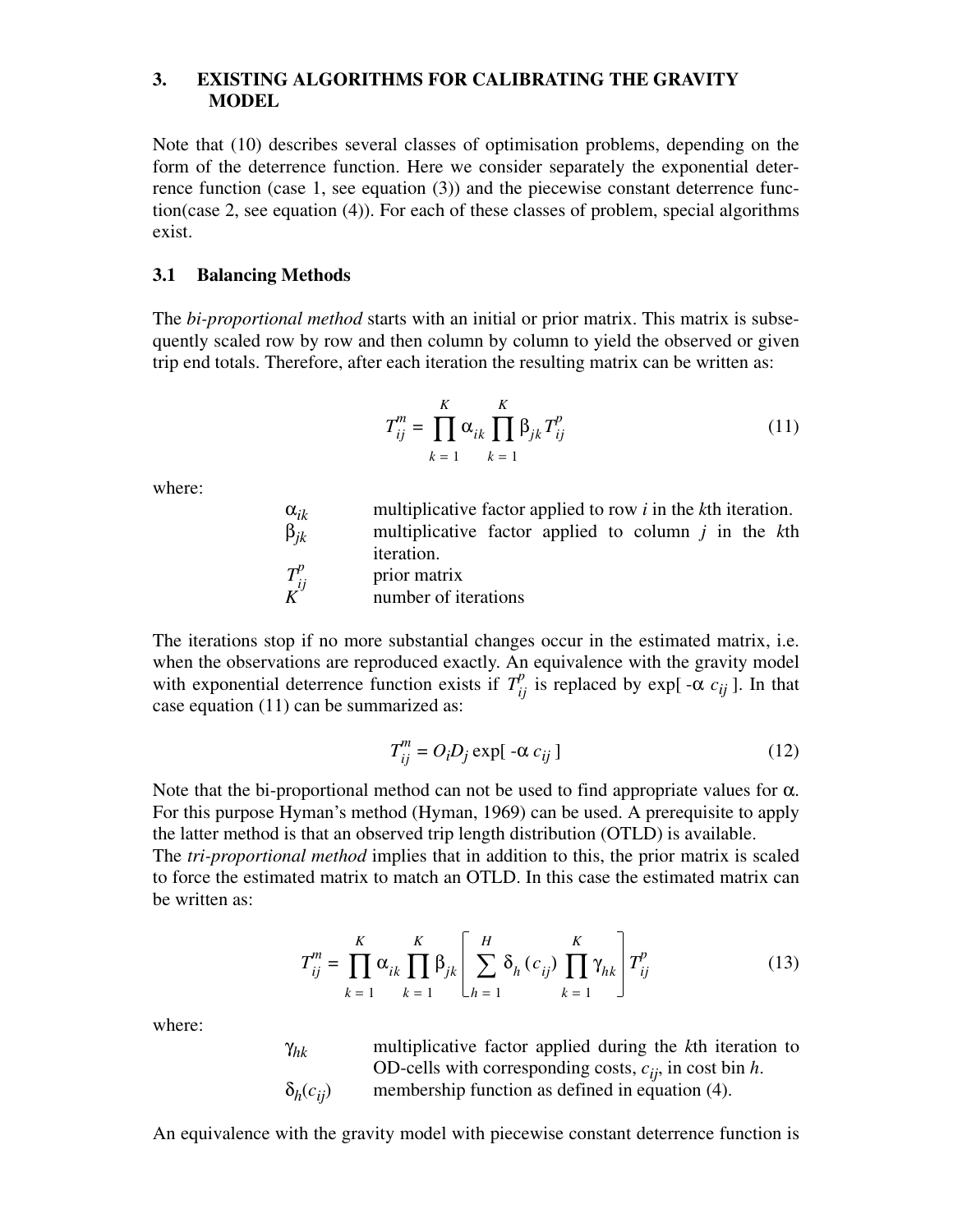## 3. EXISTING ALGORITHMS FOR CALIBRATING THE GRAVITY MODEL

Note that (10) describes several classes of optimisation problems, depending on the form of the deterrence function. Here we consider separately the exponential deterrence function (case 1, see equation (3)) and the piecewise constant deterrence function(case 2, see equation (4)). For each of these classes of problem, special algorithms exist.

### 3.1 Balancing Methods

The *bi-proportional method* starts with an initial or prior matrix. This matrix is subsequently scaled row by row and then column by column to yield the observed or given trip end totals. Therefore, after each iteration the resulting matrix can be written as:

$$T_{ij}^m = \prod_{k=1}^{K} \alpha_{ik} \prod_{k=1}^{K} \beta_{jk} T_{ij}^p \tag{11}$$

where:

- $\alpha_{ik}$ multiplicative factor applied to row $i$ in the $k$th iteration.
- $\beta_{jk}$ multiplicative factor applied to column $j$ in the $k$th iteration.
- $T_{ij}^p$ prior matrix
- $K$ number of iterations

The iterations stop if no more substantial changes occur in the estimated matrix, i.e. when the observations are reproduced exactly. An equivalence with the gravity model with exponential deterrence function exists if $T_{ij}^p$ is replaced by $\exp[-\alpha\, c_{ij}]$. In that case equation (11) can be summarized as:

$$T_{ij}^m = O_i D_j \exp[-\alpha\, c_{ij}] \tag{12}$$

Note that the bi-proportional method can not be used to find appropriate values for $\alpha$. For this purpose Hyman's method (Hyman, 1969) can be used. A prerequisite to apply the latter method is that an observed trip length distribution (OTLD) is available.
The *tri-proportional method* implies that in addition to this, the prior matrix is scaled to force the estimated matrix to match an OTLD. In this case the estimated matrix can be written as:

$$T_{ij}^m = \prod_{k=1}^{K} \alpha_{ik} \prod_{k=1}^{K} \beta_{jk} \left[ \sum_{h=1}^{H} \delta_h(c_{ij}) \prod_{k=1}^{K} \gamma_{hk} \right] T_{ij}^p \tag{13}$$

where:

- $\gamma_{hk}$ multiplicative factor applied during the $k$th iteration to OD-cells with corresponding costs, $c_{ij}$, in cost bin $h$.
- $\delta_h(c_{ij})$ membership function as defined in equation (4).

An equivalence with the gravity model with piecewise constant deterrence function is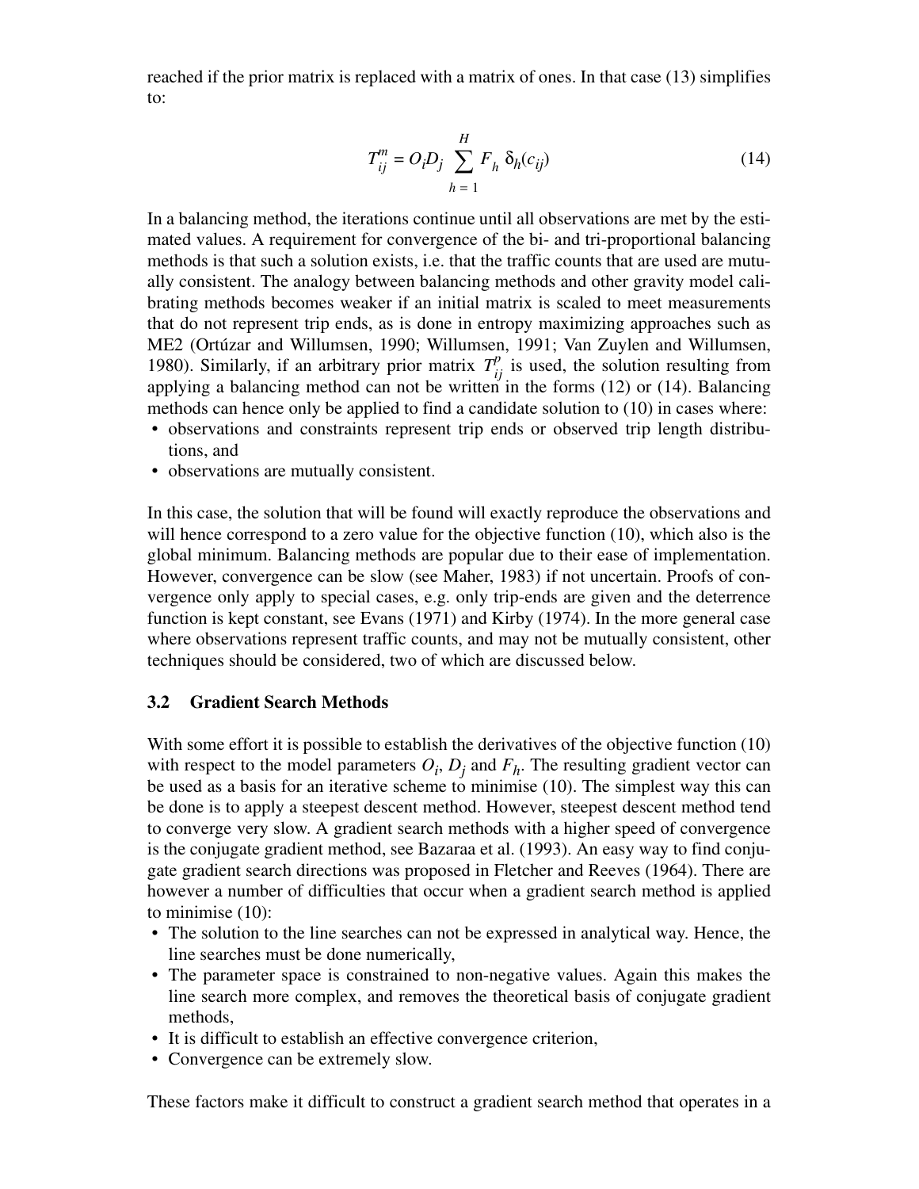reached if the prior matrix is replaced with a matrix of ones. In that case (13) simplifies to:

$$T_{ij}^{m} = O_i D_j \sum_{h=1}^{H} F_h \, \delta_h(c_{ij}) \tag{14}$$

In a balancing method, the iterations continue until all observations are met by the estimated values. A requirement for convergence of the bi- and tri-proportional balancing methods is that such a solution exists, i.e. that the traffic counts that are used are mutually consistent. The analogy between balancing methods and other gravity model calibrating methods becomes weaker if an initial matrix is scaled to meet measurements that do not represent trip ends, as is done in entropy maximizing approaches such as ME2 (Ortúzar and Willumsen, 1990; Willumsen, 1991; Van Zuylen and Willumsen, 1980). Similarly, if an arbitrary prior matrix $T_{ij}^{p}$ is used, the solution resulting from applying a balancing method can not be written in the forms (12) or (14). Balancing methods can hence only be applied to find a candidate solution to (10) in cases where:

- observations and constraints represent trip ends or observed trip length distributions, and
- observations are mutually consistent.

In this case, the solution that will be found will exactly reproduce the observations and will hence correspond to a zero value for the objective function (10), which also is the global minimum. Balancing methods are popular due to their ease of implementation. However, convergence can be slow (see Maher, 1983) if not uncertain. Proofs of convergence only apply to special cases, e.g. only trip-ends are given and the deterrence function is kept constant, see Evans (1971) and Kirby (1974). In the more general case where observations represent traffic counts, and may not be mutually consistent, other techniques should be considered, two of which are discussed below.

### 3.2 Gradient Search Methods

With some effort it is possible to establish the derivatives of the objective function (10) with respect to the model parameters $O_i$, $D_j$ and $F_h$. The resulting gradient vector can be used as a basis for an iterative scheme to minimise (10). The simplest way this can be done is to apply a steepest descent method. However, steepest descent method tend to converge very slow. A gradient search methods with a higher speed of convergence is the conjugate gradient method, see Bazaraa et al. (1993). An easy way to find conjugate gradient search directions was proposed in Fletcher and Reeves (1964). There are however a number of difficulties that occur when a gradient search method is applied to minimise (10):

- The solution to the line searches can not be expressed in analytical way. Hence, the line searches must be done numerically,
- The parameter space is constrained to non-negative values. Again this makes the line search more complex, and removes the theoretical basis of conjugate gradient methods,
- It is difficult to establish an effective convergence criterion,
- Convergence can be extremely slow.

These factors make it difficult to construct a gradient search method that operates in a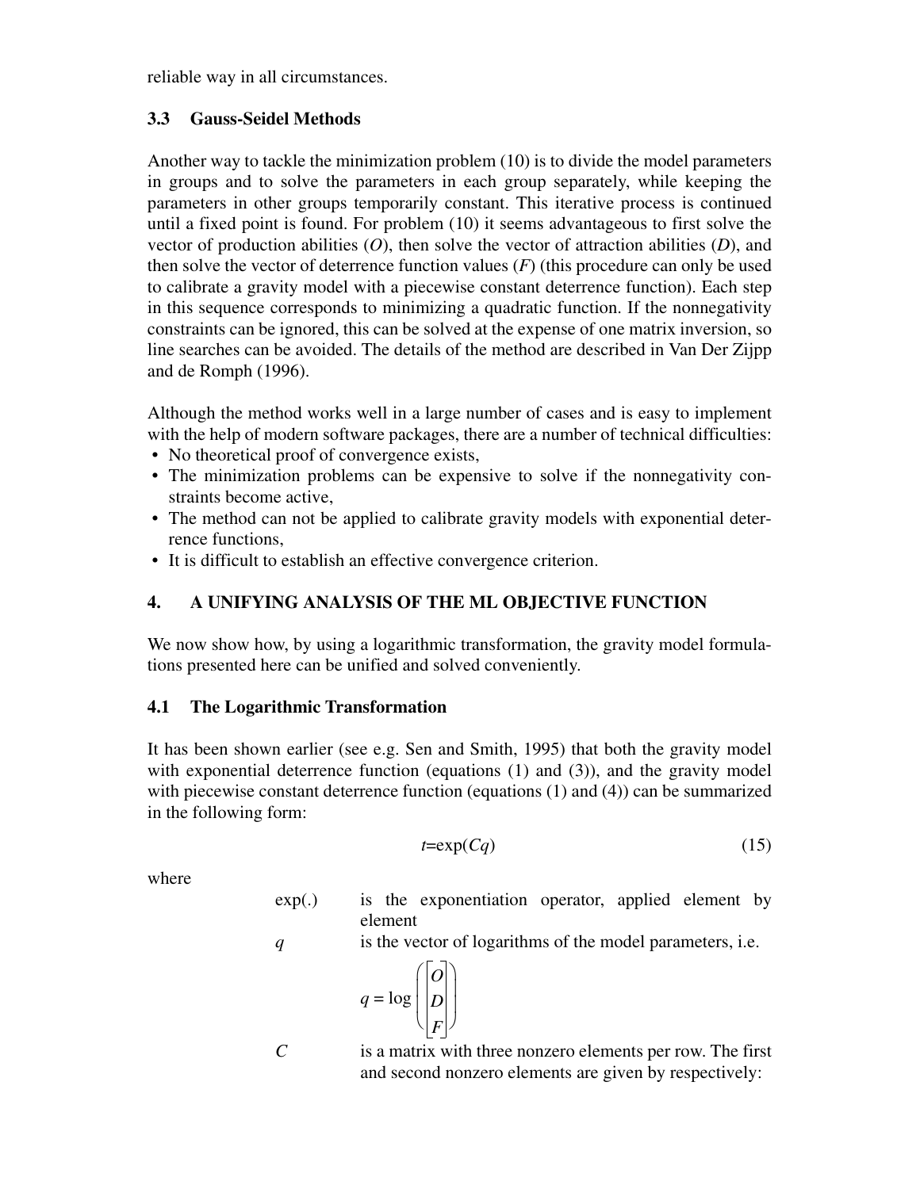reliable way in all circumstances.

### 3.3 Gauss-Seidel Methods

Another way to tackle the minimization problem (10) is to divide the model parameters in groups and to solve the parameters in each group separately, while keeping the parameters in other groups temporarily constant. This iterative process is continued until a fixed point is found. For problem (10) it seems advantageous to first solve the vector of production abilities ($O$), then solve the vector of attraction abilities ($D$), and then solve the vector of deterrence function values ($F$) (this procedure can only be used to calibrate a gravity model with a piecewise constant deterrence function). Each step in this sequence corresponds to minimizing a quadratic function. If the nonnegativity constraints can be ignored, this can be solved at the expense of one matrix inversion, so line searches can be avoided. The details of the method are described in Van Der Zijpp and de Romph (1996).

Although the method works well in a large number of cases and is easy to implement with the help of modern software packages, there are a number of technical difficulties:

- No theoretical proof of convergence exists,
- The minimization problems can be expensive to solve if the nonnegativity constraints become active,
- The method can not be applied to calibrate gravity models with exponential deterrence functions,
- It is difficult to establish an effective convergence criterion.

## 4. A UNIFYING ANALYSIS OF THE ML OBJECTIVE FUNCTION

We now show how, by using a logarithmic transformation, the gravity model formulations presented here can be unified and solved conveniently.

### 4.1 The Logarithmic Transformation

It has been shown earlier (see e.g. Sen and Smith, 1995) that both the gravity model with exponential deterrence function (equations (1) and (3)), and the gravity model with piecewise constant deterrence function (equations (1) and (4)) can be summarized in the following form:

$$t = \exp(Cq) \tag{15}$$

where

- $\exp(.)$ is the exponentiation operator, applied element by element
- $q$ is the vector of logarithms of the model parameters, i.e.

$$q = \log\left(\begin{bmatrix} O \\ D \\ F \end{bmatrix}\right)$$

- $C$ is a matrix with three nonzero elements per row. The first and second nonzero elements are given by respectively: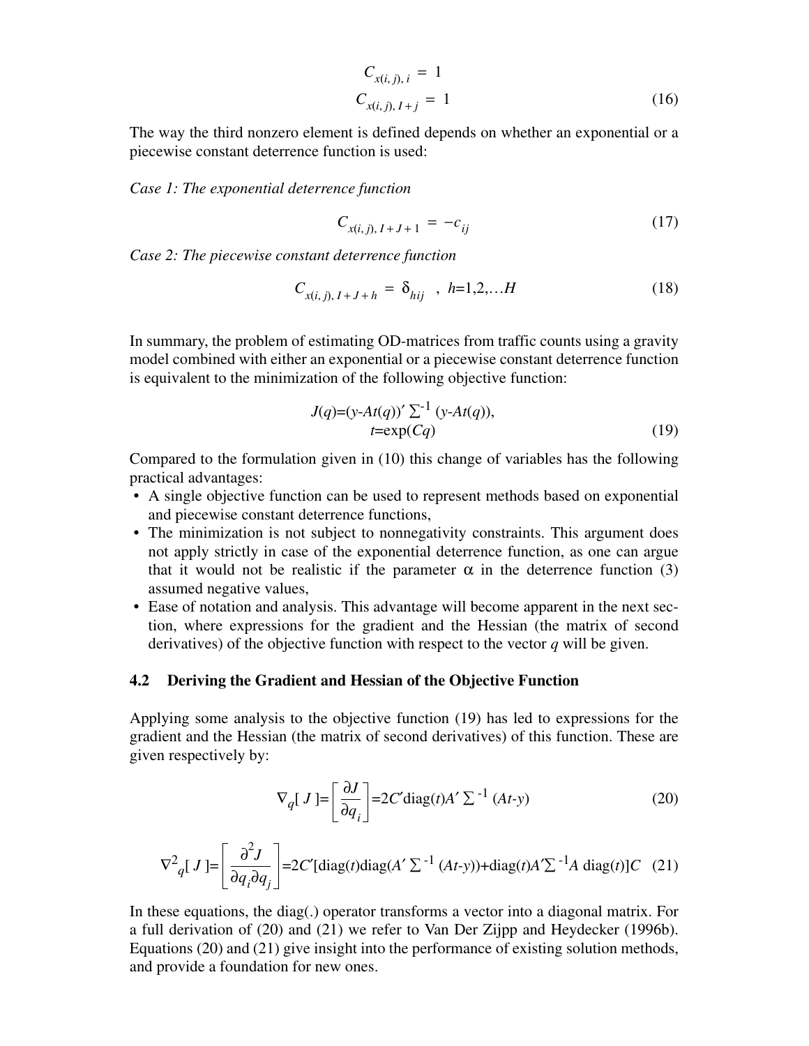$$C_{x(i,j),\,i} = 1$$
$$C_{x(i,j),\,I+j} = 1 \tag{16}$$

The way the third nonzero element is defined depends on whether an exponential or a piecewise constant deterrence function is used:

*Case 1: The exponential deterrence function*

$$C_{x(i,j),\,I+J+1} = -c_{ij} \tag{17}$$

*Case 2: The piecewise constant deterrence function*

$$C_{x(i,j),\,I+J+h} = \delta_{hij} \quad , \; h=1,2,\ldots H \tag{18}$$

In summary, the problem of estimating OD-matrices from traffic counts using a gravity model combined with either an exponential or a piecewise constant deterrence function is equivalent to the minimization of the following objective function:

$$J(q)=(y-At(q))' \Sigma^{-1} (y-At(q)),$$
$$t=\exp(Cq) \tag{19}$$

Compared to the formulation given in (10) this change of variables has the following practical advantages:

- A single objective function can be used to represent methods based on exponential and piecewise constant deterrence functions,
- The minimization is not subject to nonnegativity constraints. This argument does not apply strictly in case of the exponential deterrence function, as one can argue that it would not be realistic if the parameter $\alpha$ in the deterrence function (3) assumed negative values,
- Ease of notation and analysis. This advantage will become apparent in the next section, where expressions for the gradient and the Hessian (the matrix of second derivatives) of the objective function with respect to the vector $q$ will be given.

### 4.2 Deriving the Gradient and Hessian of the Objective Function

Applying some analysis to the objective function (19) has led to expressions for the gradient and the Hessian (the matrix of second derivatives) of this function. These are given respectively by:

$$\nabla_q[\,J\,]=\left[\frac{\partial J}{\partial q_i}\right]=2C'\mathrm{diag}(t)A' \Sigma^{-1} (At-y) \tag{20}$$

$$\nabla^2_q[\,J\,]=\left[\frac{\partial^2 J}{\partial q_i \partial q_j}\right]=2C'[\mathrm{diag}(t)\mathrm{diag}(A' \Sigma^{-1} (At-y))+\mathrm{diag}(t)A'\Sigma^{-1}A\ \mathrm{diag}(t)]C \tag{21}$$

In these equations, the diag(.) operator transforms a vector into a diagonal matrix. For a full derivation of (20) and (21) we refer to Van Der Zijpp and Heydecker (1996b). Equations (20) and (21) give insight into the performance of existing solution methods, and provide a foundation for new ones.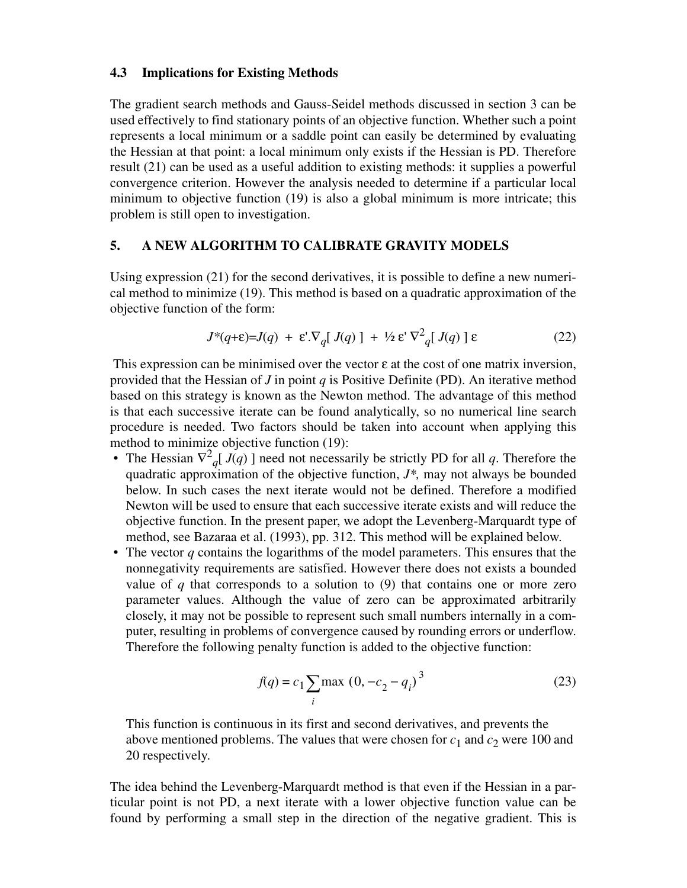### 4.3 Implications for Existing Methods

The gradient search methods and Gauss-Seidel methods discussed in section 3 can be used effectively to find stationary points of an objective function. Whether such a point represents a local minimum or a saddle point can easily be determined by evaluating the Hessian at that point: a local minimum only exists if the Hessian is PD. Therefore result (21) can be used as a useful addition to existing methods: it supplies a powerful convergence criterion. However the analysis needed to determine if a particular local minimum to objective function (19) is also a global minimum is more intricate; this problem is still open to investigation.

## 5. A NEW ALGORITHM TO CALIBRATE GRAVITY MODELS

Using expression (21) for the second derivatives, it is possible to define a new numerical method to minimize (19). This method is based on a quadratic approximation of the objective function of the form:

$$J^*(q+\varepsilon)=J(q) \;+\; \varepsilon'.\nabla_q[\, J(q) \,] \;+\; \tfrac{1}{2}\, \varepsilon' \, \nabla^2_q[\, J(q) \,] \, \varepsilon \tag{22}$$

This expression can be minimised over the vector $\varepsilon$ at the cost of one matrix inversion, provided that the Hessian of $J$ in point $q$ is Positive Definite (PD). An iterative method based on this strategy is known as the Newton method. The advantage of this method is that each successive iterate can be found analytically, so no numerical line search procedure is needed. Two factors should be taken into account when applying this method to minimize objective function (19):

- The Hessian $\nabla^2_q[\, J(q) \,]$ need not necessarily be strictly PD for all $q$. Therefore the quadratic approximation of the objective function, $J^*$, may not always be bounded below. In such cases the next iterate would not be defined. Therefore a modified Newton will be used to ensure that each successive iterate exists and will reduce the objective function. In the present paper, we adopt the Levenberg-Marquardt type of method, see Bazaraa et al. (1993), pp. 312. This method will be explained below.
- The vector $q$ contains the logarithms of the model parameters. This ensures that the nonnegativity requirements are satisfied. However there does not exists a bounded value of $q$ that corresponds to a solution to (9) that contains one or more zero parameter values. Although the value of zero can be approximated arbitrarily closely, it may not be possible to represent such small numbers internally in a computer, resulting in problems of convergence caused by rounding errors or underflow. Therefore the following penalty function is added to the objective function:

$$f(q) = c_1 \sum_i \max\,(0, -c_2 - q_i)^3 \tag{23}$$

  This function is continuous in its first and second derivatives, and prevents the above mentioned problems. The values that were chosen for $c_1$ and $c_2$ were 100 and 20 respectively.

The idea behind the Levenberg-Marquardt method is that even if the Hessian in a particular point is not PD, a next iterate with a lower objective function value can be found by performing a small step in the direction of the negative gradient. This is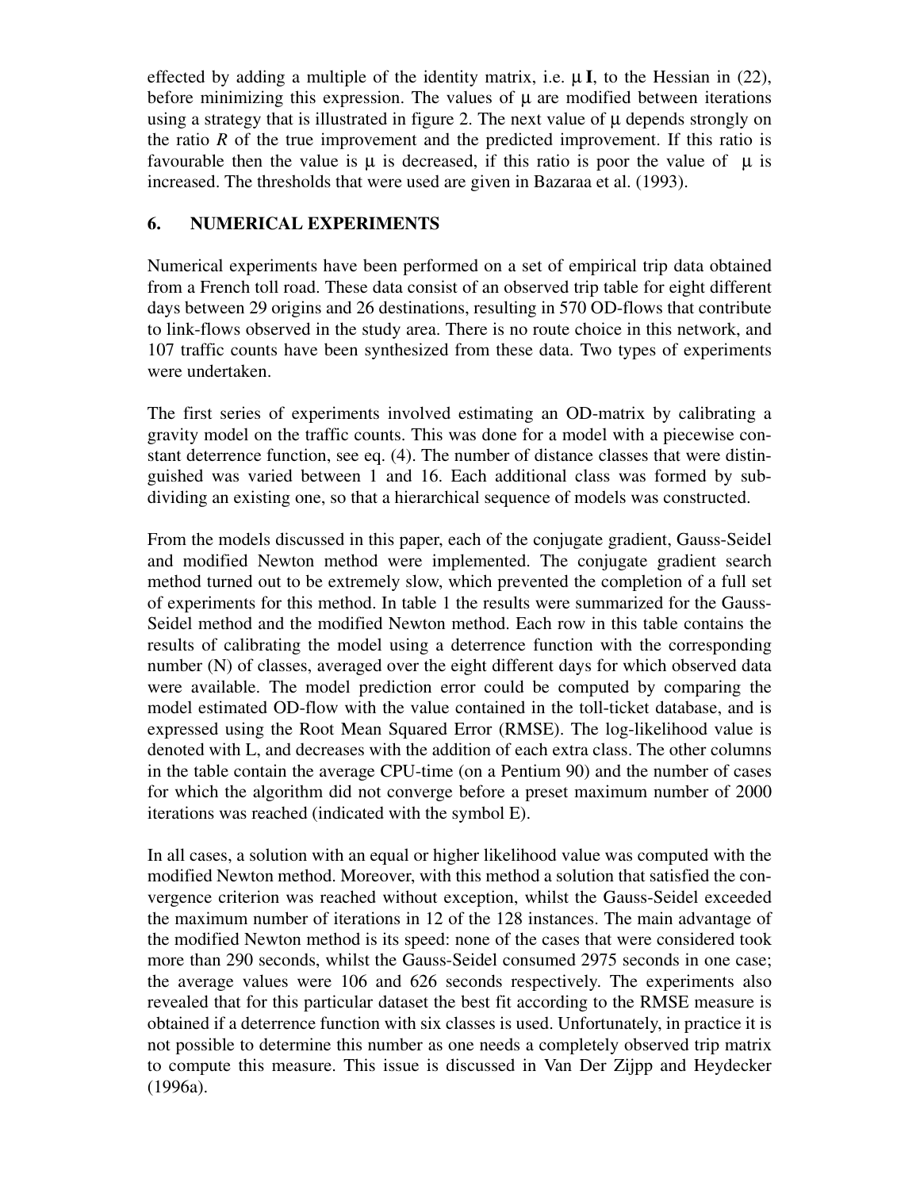effected by adding a multiple of the identity matrix, i.e. $\mu\,\mathbf{I}$, to the Hessian in (22), before minimizing this expression. The values of $\mu$ are modified between iterations using a strategy that is illustrated in figure 2. The next value of $\mu$ depends strongly on the ratio $R$ of the true improvement and the predicted improvement. If this ratio is favourable then the value is $\mu$ is decreased, if this ratio is poor the value of $\mu$ is increased. The thresholds that were used are given in Bazaraa et al. (1993).

## 6. NUMERICAL EXPERIMENTS

Numerical experiments have been performed on a set of empirical trip data obtained from a French toll road. These data consist of an observed trip table for eight different days between 29 origins and 26 destinations, resulting in 570 OD-flows that contribute to link-flows observed in the study area. There is no route choice in this network, and 107 traffic counts have been synthesized from these data. Two types of experiments were undertaken.

The first series of experiments involved estimating an OD-matrix by calibrating a gravity model on the traffic counts. This was done for a model with a piecewise constant deterrence function, see eq. (4). The number of distance classes that were distinguished was varied between 1 and 16. Each additional class was formed by subdividing an existing one, so that a hierarchical sequence of models was constructed.

From the models discussed in this paper, each of the conjugate gradient, Gauss-Seidel and modified Newton method were implemented. The conjugate gradient search method turned out to be extremely slow, which prevented the completion of a full set of experiments for this method. In table 1 the results were summarized for the Gauss-Seidel method and the modified Newton method. Each row in this table contains the results of calibrating the model using a deterrence function with the corresponding number (N) of classes, averaged over the eight different days for which observed data were available. The model prediction error could be computed by comparing the model estimated OD-flow with the value contained in the toll-ticket database, and is expressed using the Root Mean Squared Error (RMSE). The log-likelihood value is denoted with L, and decreases with the addition of each extra class. The other columns in the table contain the average CPU-time (on a Pentium 90) and the number of cases for which the algorithm did not converge before a preset maximum number of 2000 iterations was reached (indicated with the symbol E).

In all cases, a solution with an equal or higher likelihood value was computed with the modified Newton method. Moreover, with this method a solution that satisfied the convergence criterion was reached without exception, whilst the Gauss-Seidel exceeded the maximum number of iterations in 12 of the 128 instances. The main advantage of the modified Newton method is its speed: none of the cases that were considered took more than 290 seconds, whilst the Gauss-Seidel consumed 2975 seconds in one case; the average values were 106 and 626 seconds respectively. The experiments also revealed that for this particular dataset the best fit according to the RMSE measure is obtained if a deterrence function with six classes is used. Unfortunately, in practice it is not possible to determine this number as one needs a completely observed trip matrix to compute this measure. This issue is discussed in Van Der Zijpp and Heydecker (1996a).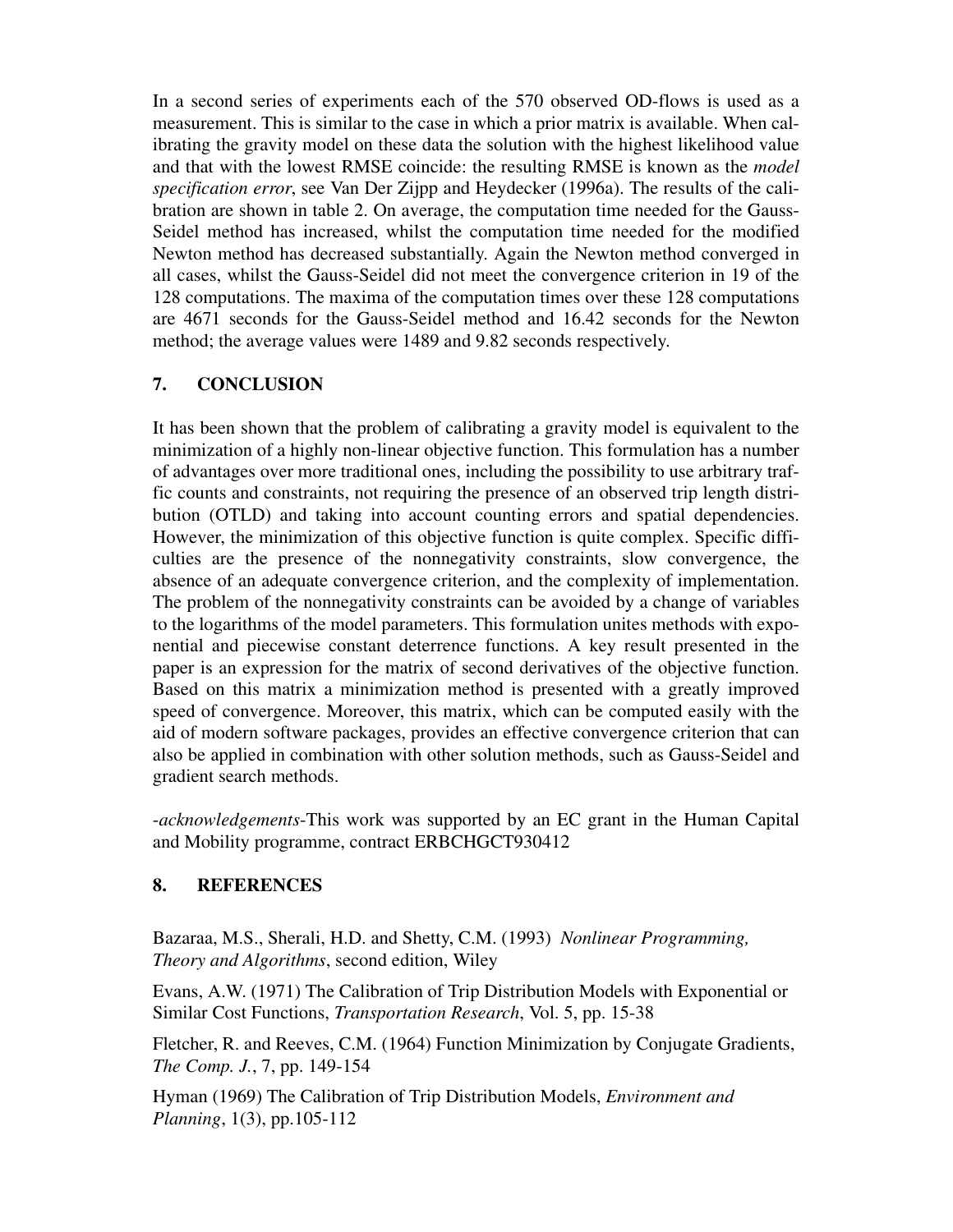In a second series of experiments each of the 570 observed OD-flows is used as a measurement. This is similar to the case in which a prior matrix is available. When calibrating the gravity model on these data the solution with the highest likelihood value and that with the lowest RMSE coincide: the resulting RMSE is known as the *model specification error*, see Van Der Zijpp and Heydecker (1996a). The results of the calibration are shown in table 2. On average, the computation time needed for the Gauss-Seidel method has increased, whilst the computation time needed for the modified Newton method has decreased substantially. Again the Newton method converged in all cases, whilst the Gauss-Seidel did not meet the convergence criterion in 19 of the 128 computations. The maxima of the computation times over these 128 computations are 4671 seconds for the Gauss-Seidel method and 16.42 seconds for the Newton method; the average values were 1489 and 9.82 seconds respectively.

## 7. CONCLUSION

It has been shown that the problem of calibrating a gravity model is equivalent to the minimization of a highly non-linear objective function. This formulation has a number of advantages over more traditional ones, including the possibility to use arbitrary traffic counts and constraints, not requiring the presence of an observed trip length distribution (OTLD) and taking into account counting errors and spatial dependencies. However, the minimization of this objective function is quite complex. Specific difficulties are the presence of the nonnegativity constraints, slow convergence, the absence of an adequate convergence criterion, and the complexity of implementation. The problem of the nonnegativity constraints can be avoided by a change of variables to the logarithms of the model parameters. This formulation unites methods with exponential and piecewise constant deterrence functions. A key result presented in the paper is an expression for the matrix of second derivatives of the objective function. Based on this matrix a minimization method is presented with a greatly improved speed of convergence. Moreover, this matrix, which can be computed easily with the aid of modern software packages, provides an effective convergence criterion that can also be applied in combination with other solution methods, such as Gauss-Seidel and gradient search methods.

-*acknowledgements*-This work was supported by an EC grant in the Human Capital and Mobility programme, contract ERBCHGCT930412

## 8. REFERENCES

Bazaraa, M.S., Sherali, H.D. and Shetty, C.M. (1993) *Nonlinear Programming, Theory and Algorithms*, second edition, Wiley

Evans, A.W. (1971) The Calibration of Trip Distribution Models with Exponential or Similar Cost Functions, *Transportation Research*, Vol. 5, pp. 15-38

Fletcher, R. and Reeves, C.M. (1964) Function Minimization by Conjugate Gradients, *The Comp. J.*, 7, pp. 149-154

Hyman (1969) The Calibration of Trip Distribution Models, *Environment and Planning*, 1(3), pp.105-112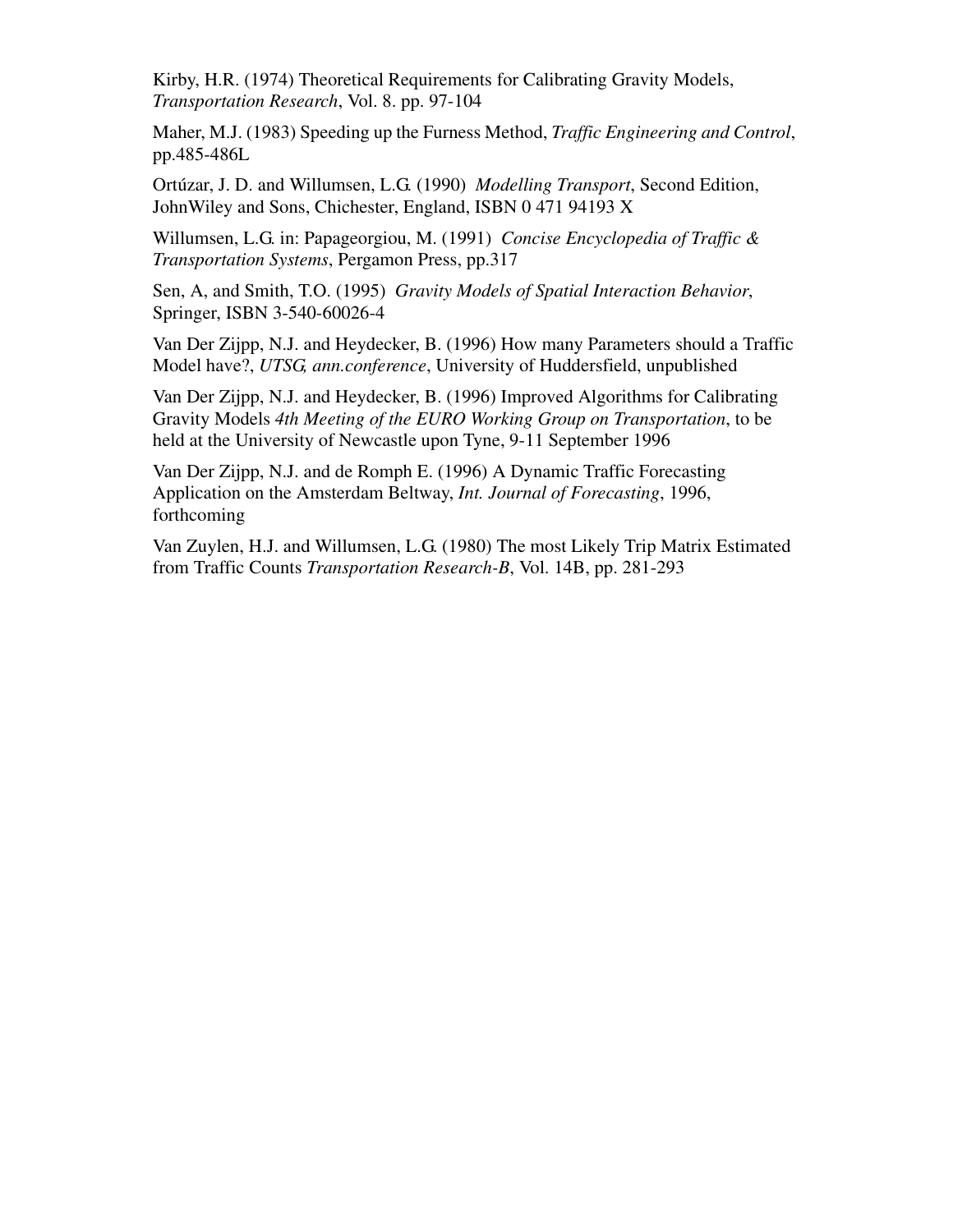Kirby, H.R. (1974) Theoretical Requirements for Calibrating Gravity Models, *Transportation Research*, Vol. 8. pp. 97-104

Maher, M.J. (1983) Speeding up the Furness Method, *Traffic Engineering and Control*, pp.485-486L

Ortúzar, J. D. and Willumsen, L.G. (1990) *Modelling Transport*, Second Edition, JohnWiley and Sons, Chichester, England, ISBN 0 471 94193 X

Willumsen, L.G. in: Papageorgiou, M. (1991) *Concise Encyclopedia of Traffic & Transportation Systems*, Pergamon Press, pp.317

Sen, A, and Smith, T.O. (1995) *Gravity Models of Spatial Interaction Behavior*, Springer, ISBN 3-540-60026-4

Van Der Zijpp, N.J. and Heydecker, B. (1996) How many Parameters should a Traffic Model have?, *UTSG, ann.conference*, University of Huddersfield, unpublished

Van Der Zijpp, N.J. and Heydecker, B. (1996) Improved Algorithms for Calibrating Gravity Models *4th Meeting of the EURO Working Group on Transportation*, to be held at the University of Newcastle upon Tyne, 9-11 September 1996

Van Der Zijpp, N.J. and de Romph E. (1996) A Dynamic Traffic Forecasting Application on the Amsterdam Beltway, *Int. Journal of Forecasting*, 1996, forthcoming

Van Zuylen, H.J. and Willumsen, L.G. (1980) The most Likely Trip Matrix Estimated from Traffic Counts *Transportation Research-B*, Vol. 14B, pp. 281-293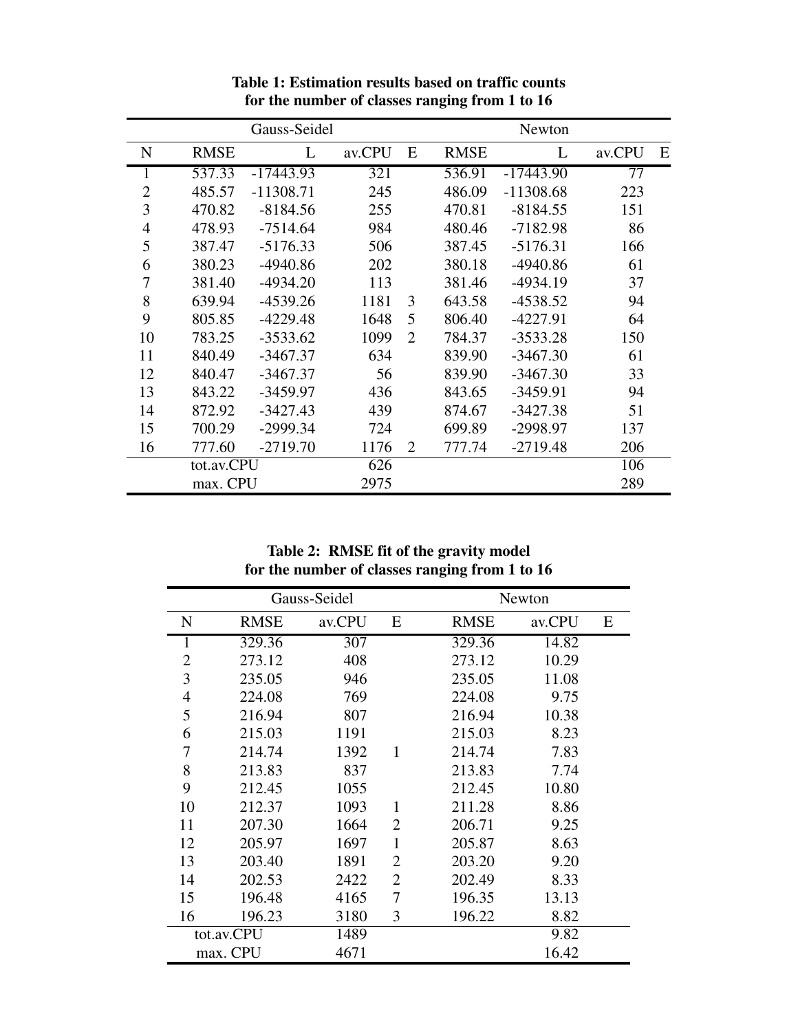**Table 1: Estimation results based on traffic counts for the number of classes ranging from 1 to 16**

| | Gauss-Seidel | | | | Newton | | | |
|---|---|---|---|---|---|---|---|---|
| N | RMSE | L | av.CPU | E | RMSE | L | av.CPU | E |
| 1 | 537.33 | -17443.93 | 321 | | 536.91 | -17443.90 | 77 | |
| 2 | 485.57 | -11308.71 | 245 | | 486.09 | -11308.68 | 223 | |
| 3 | 470.82 | -8184.56 | 255 | | 470.81 | -8184.55 | 151 | |
| 4 | 478.93 | -7514.64 | 984 | | 480.46 | -7182.98 | 86 | |
| 5 | 387.47 | -5176.33 | 506 | | 387.45 | -5176.31 | 166 | |
| 6 | 380.23 | -4940.86 | 202 | | 380.18 | -4940.86 | 61 | |
| 7 | 381.40 | -4934.20 | 113 | | 381.46 | -4934.19 | 37 | |
| 8 | 639.94 | -4539.26 | 1181 | 3 | 643.58 | -4538.52 | 94 | |
| 9 | 805.85 | -4229.48 | 1648 | 5 | 806.40 | -4227.91 | 64 | |
| 10 | 783.25 | -3533.62 | 1099 | 2 | 784.37 | -3533.28 | 150 | |
| 11 | 840.49 | -3467.37 | 634 | | 839.90 | -3467.30 | 61 | |
| 12 | 840.47 | -3467.37 | 56 | | 839.90 | -3467.30 | 33 | |
| 13 | 843.22 | -3459.97 | 436 | | 843.65 | -3459.91 | 94 | |
| 14 | 872.92 | -3427.43 | 439 | | 874.67 | -3427.38 | 51 | |
| 15 | 700.29 | -2999.34 | 724 | | 699.89 | -2998.97 | 137 | |
| 16 | 777.60 | -2719.70 | 1176 | 2 | 777.74 | -2719.48 | 206 | |
| | tot.av.CPU | | 626 | | | | 106 | |
| | max. CPU | | 2975 | | | | 289 | |

**Table 2: RMSE fit of the gravity model for the number of classes ranging from 1 to 16**

| | Gauss-Seidel | | | Newton | | |
|---|---|---|---|---|---|---|
| N | RMSE | av.CPU | E | RMSE | av.CPU | E |
| 1 | 329.36 | 307 | | 329.36 | 14.82 | |
| 2 | 273.12 | 408 | | 273.12 | 10.29 | |
| 3 | 235.05 | 946 | | 235.05 | 11.08 | |
| 4 | 224.08 | 769 | | 224.08 | 9.75 | |
| 5 | 216.94 | 807 | | 216.94 | 10.38 | |
| 6 | 215.03 | 1191 | | 215.03 | 8.23 | |
| 7 | 214.74 | 1392 | 1 | 214.74 | 7.83 | |
| 8 | 213.83 | 837 | | 213.83 | 7.74 | |
| 9 | 212.45 | 1055 | | 212.45 | 10.80 | |
| 10 | 212.37 | 1093 | 1 | 211.28 | 8.86 | |
| 11 | 207.30 | 1664 | 2 | 206.71 | 9.25 | |
| 12 | 205.97 | 1697 | 1 | 205.87 | 8.63 | |
| 13 | 203.40 | 1891 | 2 | 203.20 | 9.20 | |
| 14 | 202.53 | 2422 | 2 | 202.49 | 8.33 | |
| 15 | 196.48 | 4165 | 7 | 196.35 | 13.13 | |
| 16 | 196.23 | 3180 | 3 | 196.22 | 8.82 | |
| tot.av.CPU | | 1489 | | | 9.82 | |
| max. CPU | | 4671 | | | 16.42 | |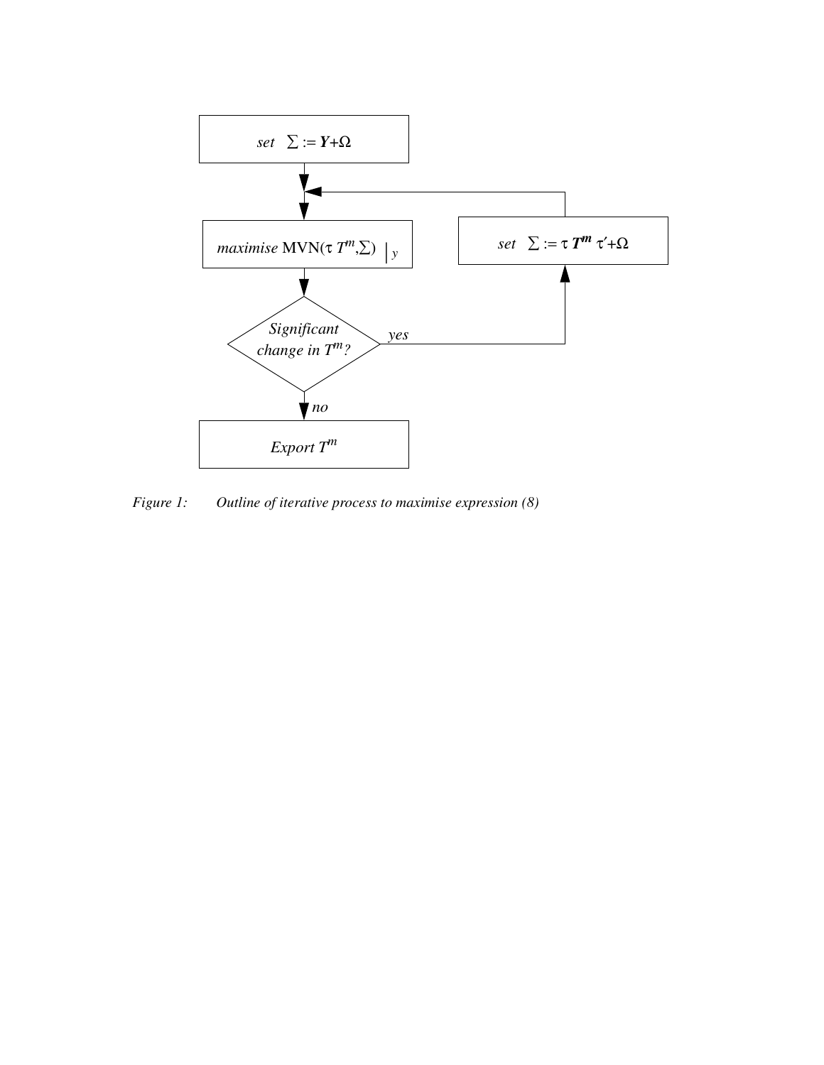set $\sum := \boldsymbol{Y}+\Omega$

maximise $\text{MVN}(\tau\, T^m, \sum)\ \big|_y$

Significant change in $T^m$?

yes

set $\sum := \tau\, \boldsymbol{T^m}\, \tau' + \Omega$

no

Export $T^m$

*Figure 1: Outline of iterative process to maximise expression (8)*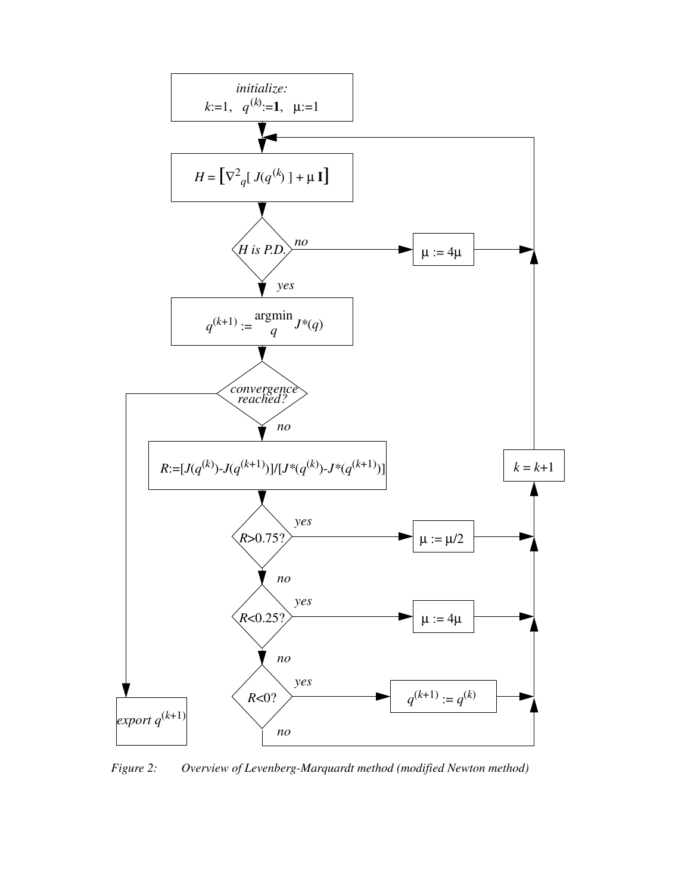*initialize:*
$k$:=1, $q^{(k)}$:=**1**, $\mu$:=1

$H = \left[\nabla^2_q [\, J(q^{(k)}) \,] + \mu \, \mathbf{I}\right]$

*H is P.D.*

*no* → $\mu := 4\mu$

*yes* ↓

$q^{(k+1)} := \underset{q}{\text{argmin}} \, J^*(q)$

*convergence reached?*

→ *export* $q^{(k+1)}$

*no* ↓

$R$:=[$J(q^{(k)})$-$J(q^{(k+1)})$]/[$J^*(q^{(k)})$-$J^*(q^{(k+1)})$]

$R$>0.75? *yes* → $\mu := \mu/2$

*no* ↓

$R$<0.25? *yes* → $\mu := 4\mu$

*no* ↓

$R$<0? *yes* → $q^{(k+1)} := q^{(k)}$

*no*

$k = k+1$

*Figure 2: Overview of Levenberg-Marquardt method (modified Newton method)*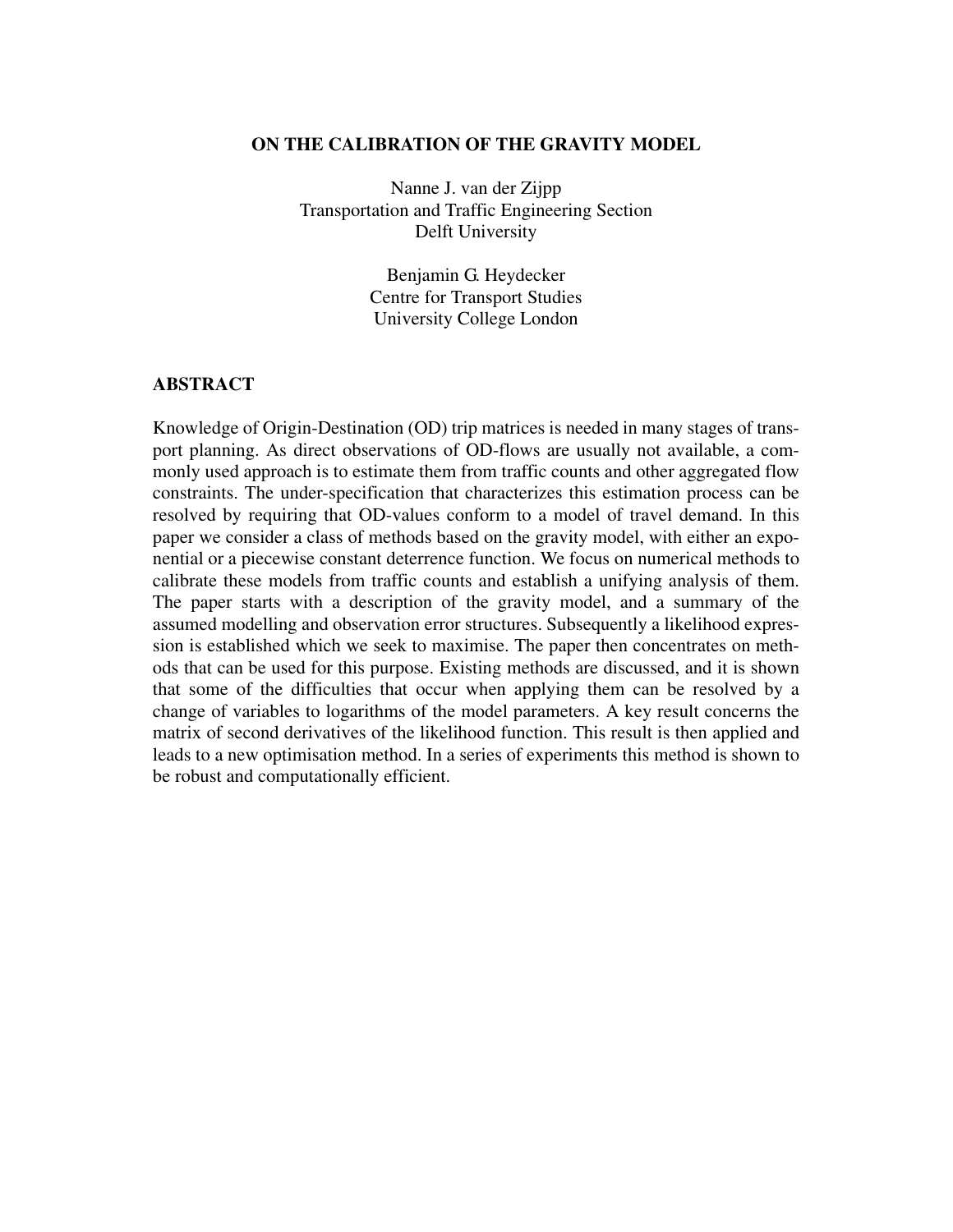# ON THE CALIBRATION OF THE GRAVITY MODEL

Nanne J. van der Zijpp
Transportation and Traffic Engineering Section
Delft University

Benjamin G. Heydecker
Centre for Transport Studies
University College London

## ABSTRACT

Knowledge of Origin-Destination (OD) trip matrices is needed in many stages of transport planning. As direct observations of OD-flows are usually not available, a commonly used approach is to estimate them from traffic counts and other aggregated flow constraints. The under-specification that characterizes this estimation process can be resolved by requiring that OD-values conform to a model of travel demand. In this paper we consider a class of methods based on the gravity model, with either an exponential or a piecewise constant deterrence function. We focus on numerical methods to calibrate these models from traffic counts and establish a unifying analysis of them. The paper starts with a description of the gravity model, and a summary of the assumed modelling and observation error structures. Subsequently a likelihood expression is established which we seek to maximise. The paper then concentrates on methods that can be used for this purpose. Existing methods are discussed, and it is shown that some of the difficulties that occur when applying them can be resolved by a change of variables to logarithms of the model parameters. A key result concerns the matrix of second derivatives of the likelihood function. This result is then applied and leads to a new optimisation method. In a series of experiments this method is shown to be robust and computationally efficient.